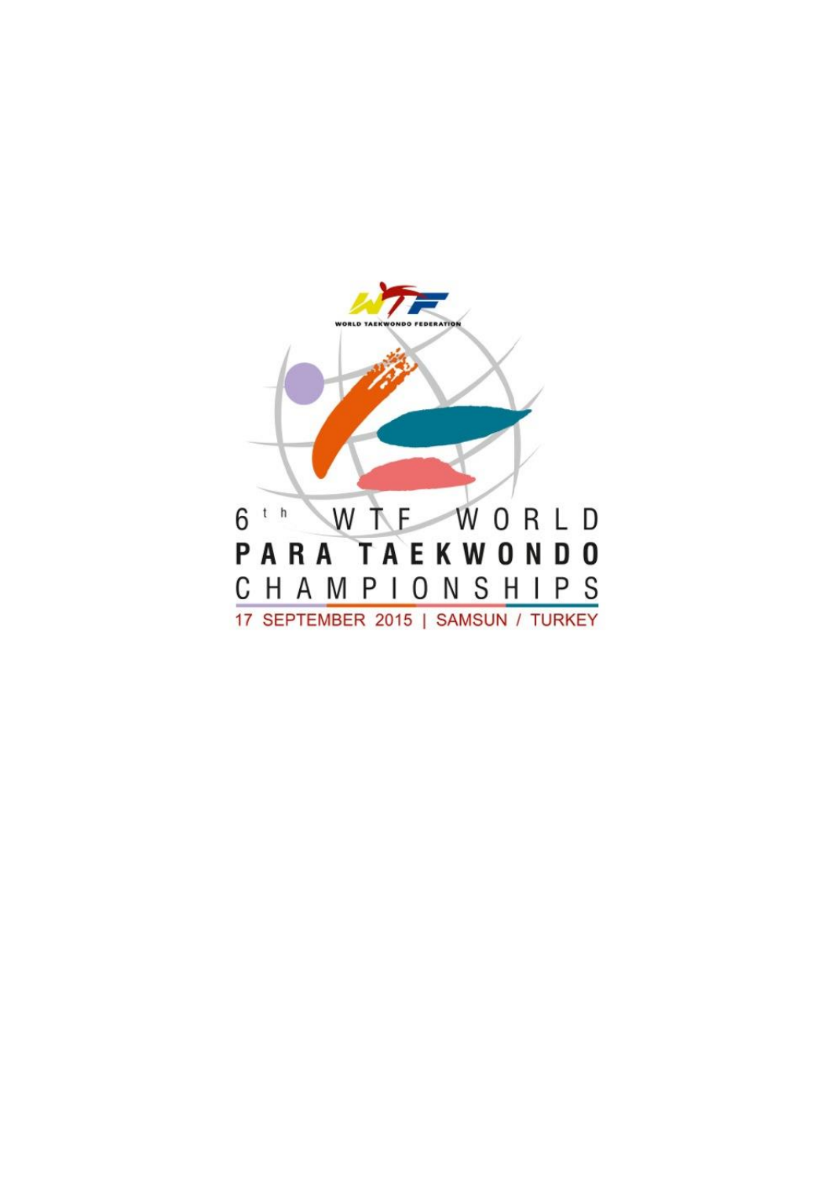WORLD TAEKWONDO FEDERATION

# 6th WTF WORLD PARA TAEKWONDO CHAMPIONSHIPS

17 SEPTEMBER 2015 | SAMSUN / TURKEY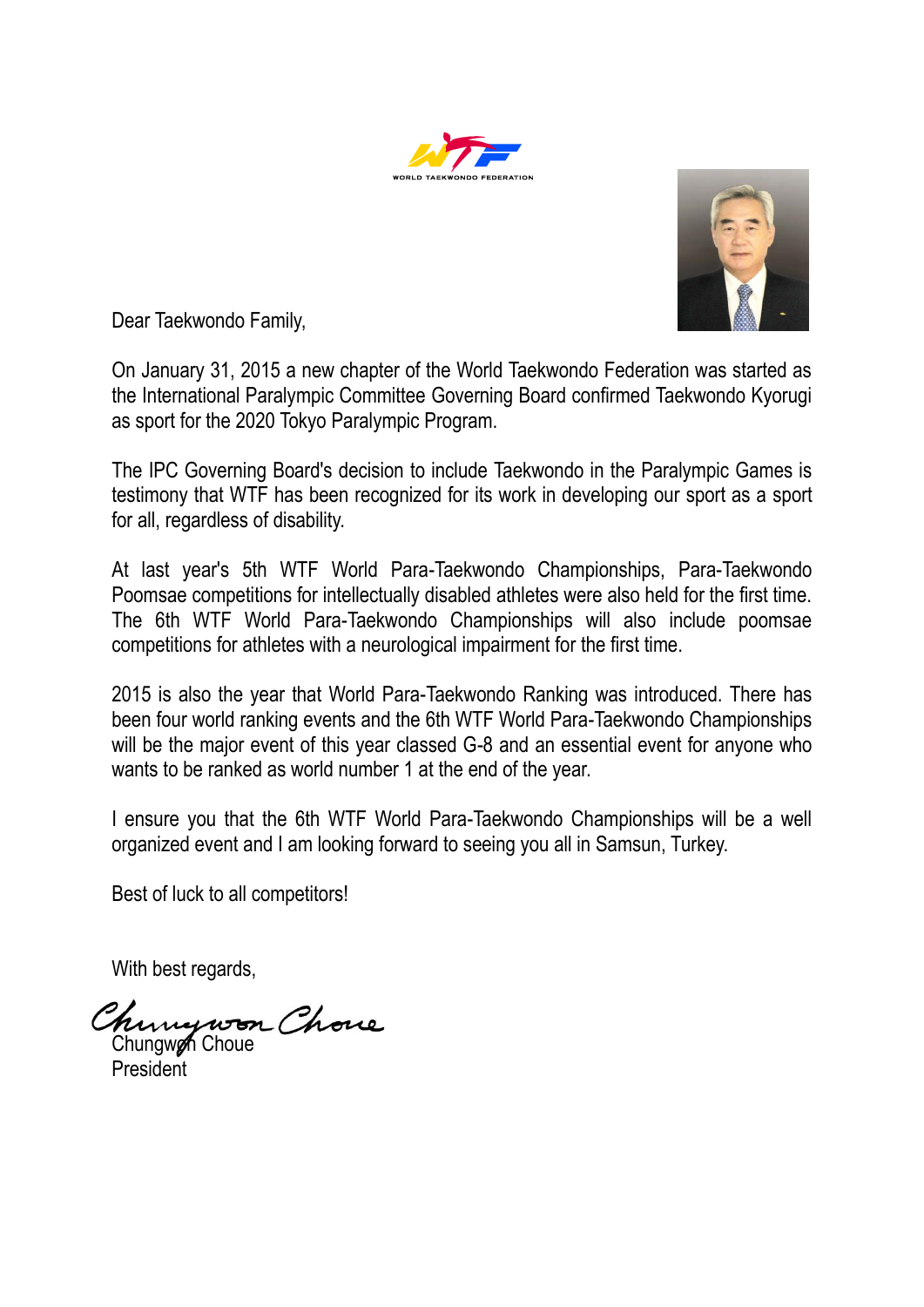WORLD TAEKWONDO FEDERATION

Dear Taekwondo Family,

On January 31, 2015 a new chapter of the World Taekwondo Federation was started as the International Paralympic Committee Governing Board confirmed Taekwondo Kyorugi as sport for the 2020 Tokyo Paralympic Program.

The IPC Governing Board's decision to include Taekwondo in the Paralympic Games is testimony that WTF has been recognized for its work in developing our sport as a sport for all, regardless of disability.

At last year's 5th WTF World Para-Taekwondo Championships, Para-Taekwondo Poomsae competitions for intellectually disabled athletes were also held for the first time. The 6th WTF World Para-Taekwondo Championships will also include poomsae competitions for athletes with a neurological impairment for the first time.

2015 is also the year that World Para-Taekwondo Ranking was introduced. There has been four world ranking events and the 6th WTF World Para-Taekwondo Championships will be the major event of this year classed G-8 and an essential event for anyone who wants to be ranked as world number 1 at the end of the year.

I ensure you that the 6th WTF World Para-Taekwondo Championships will be a well organized event and I am looking forward to seeing you all in Samsun, Turkey.

Best of luck to all competitors!

With best regards,

Chungwon Choue
President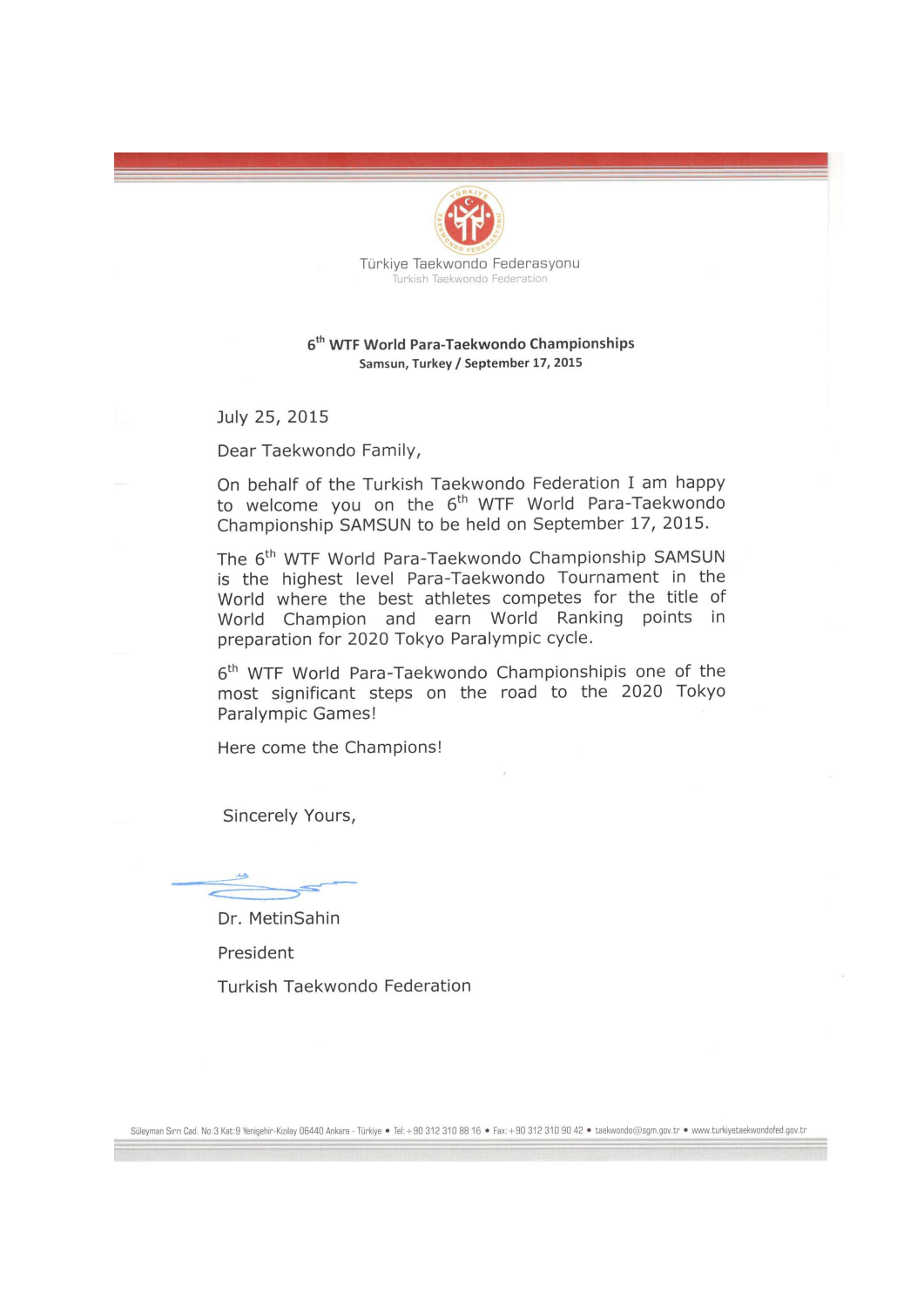Türkiye Taekwondo Federasyonu
Turkish Taekwondo Federation

**6th WTF World Para-Taekwondo Championships**
**Samsun, Turkey / September 17, 2015**

July 25, 2015

Dear Taekwondo Family,

On behalf of the Turkish Taekwondo Federation I am happy to welcome you on the 6th WTF World Para-Taekwondo Championship SAMSUN to be held on September 17, 2015.

The 6th WTF World Para-Taekwondo Championship SAMSUN is the highest level Para-Taekwondo Tournament in the World where the best athletes competes for the title of World Champion and earn World Ranking points in preparation for 2020 Tokyo Paralympic cycle.

6th WTF World Para-Taekwondo Championshipis one of the most significant steps on the road to the 2020 Tokyo Paralympic Games!

Here come the Champions!

Sincerely Yours,

Dr. MetinSahin

President

Turkish Taekwondo Federation

Süleyman Sırrı Cad. No:3 Kat:9 Yenişehir-Kızılay 06440 Ankara - Türkiye • Tel: +90 312 310 88 16 • Fax: +90 312 310 90 42 • taekwondo@sgm.gov.tr • www.turkiyetaekwondofed.gov.tr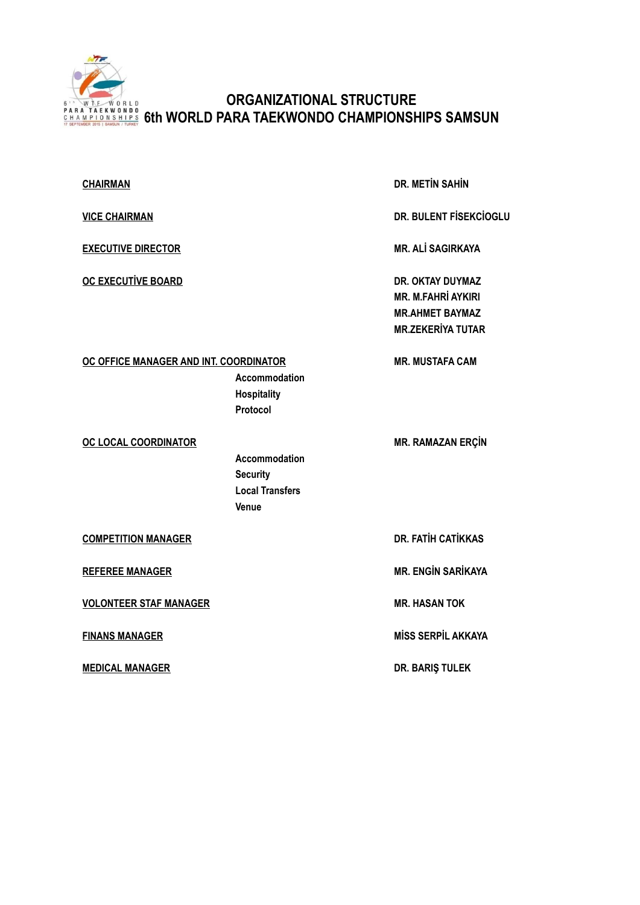# ORGANIZATIONAL STRUCTURE
## 6th WORLD PARA TAEKWONDO CHAMPIONSHIPS SAMSUN

| Role | Name |
|---|---|
| **CHAIRMAN** | **DR. METİN SAHİN** |
| **VICE CHAIRMAN** | **DR. BULENT FİSEKCİOGLU** |
| **EXECUTIVE DIRECTOR** | **MR. ALİ SAGIRKAYA** |
| **OC EXECUTİVE BOARD** | **DR. OKTAY DUYMAZ**<br>**MR. M.FAHRİ AYKIRI**<br>**MR.AHMET BAYMAZ**<br>**MR.ZEKERİYA TUTAR** |
| **OC OFFICE MANAGER AND INT. COORDINATOR**<br>Accommodation<br>Hospitality<br>Protocol | **MR. MUSTAFA CAM** |
| **OC LOCAL COORDINATOR**<br>Accommodation<br>Security<br>Local Transfers<br>Venue | **MR. RAMAZAN ERÇİN** |
| **COMPETITION MANAGER** | **DR. FATİH CATİKKAS** |
| **REFEREE MANAGER** | **MR. ENGİN SARİKAYA** |
| **VOLONTEER STAF MANAGER** | **MR. HASAN TOK** |
| **FINANS MANAGER** | **MİSS SERPİL AKKAYA** |
| **MEDICAL MANAGER** | **DR. BARIŞ TULEK** |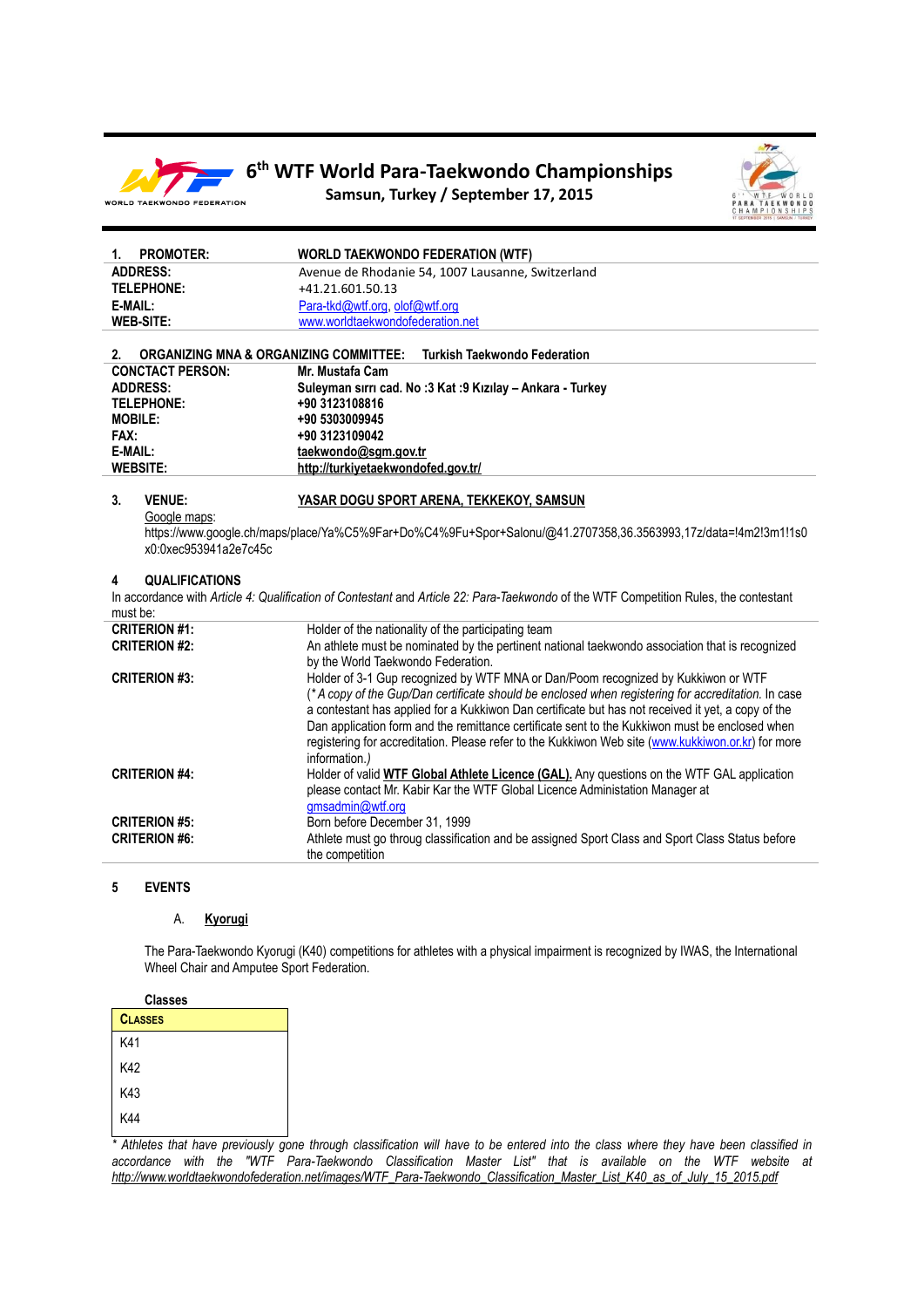# 6th WTF World Para-Taekwondo Championships

**Samsun, Turkey / September 17, 2015**

| **1. PROMOTER:** | **WORLD TAEKWONDO FEDERATION (WTF)** |
|---|---|
| **ADDRESS:** | Avenue de Rhodanie 54, 1007 Lausanne, Switzerland |
| **TELEPHONE:** | +41.21.601.50.13 |
| **E-MAIL:** | Para-tkd@wtf.org, olof@wtf.org |
| **WEB-SITE:** | www.worldtaekwondofederation.net |

**2. ORGANIZING MNA & ORGANIZING COMMITTEE: Turkish Taekwondo Federation**

| **CONCTACT PERSON:** | **Mr. Mustafa Cam** |
|---|---|
| **ADDRESS:** | **Suleyman sırrı cad. No :3 Kat :9 Kızılay – Ankara - Turkey** |
| **TELEPHONE:** | **+90 3123108816** |
| **MOBILE:** | **+90 5303009945** |
| **FAX:** | **+90 3123109042** |
| **E-MAIL:** | **taekwondo@sgm.gov.tr** |
| **WEBSITE:** | **http://turkiyetaekwondofed.gov.tr/** |

**3. VENUE: YASAR DOGU SPORT ARENA, TEKKEKOY, SAMSUN**

Google maps:
https://www.google.ch/maps/place/Ya%C5%9Far+Do%C4%9Fu+Spor+Salonu/@41.2707358,36.3563993,17z/data=!4m2!3m1!1s0x0:0xec953941a2e7c45c

**4 QUALIFICATIONS**

In accordance with *Article 4: Qualification of Contestant* and *Article 22: Para-Taekwondo* of the WTF Competition Rules, the contestant must be:

| | |
|---|---|
| **CRITERION #1:** | Holder of the nationality of the participating team |
| **CRITERION #2:** | An athlete must be nominated by the pertinent national taekwondo association that is recognized by the World Taekwondo Federation. |
| **CRITERION #3:** | Holder of 3-1 Gup recognized by WTF MNA or Dan/Poom recognized by Kukkiwon or WTF (*\* A copy of the Gup/Dan certificate should be enclosed when registering for accreditation.* In case a contestant has applied for a Kukkiwon Dan certificate but has not received it yet, a copy of the Dan application form and the remittance certificate sent to the Kukkiwon must be enclosed when registering for accreditation. Please refer to the Kukkiwon Web site (www.kukkiwon.or.kr) for more information.*)* |
| **CRITERION #4:** | Holder of valid **WTF Global Athlete Licence (GAL).** Any questions on the WTF GAL application please contact Mr. Kabir Kar the WTF Global Licence Administation Manager at gmsadmin@wtf.org |
| **CRITERION #5:** | Born before December 31, 1999 |
| **CRITERION #6:** | Athlete must go throug classification and be assigned Sport Class and Sport Class Status before the competition |

**5 EVENTS**

A. **Kyorugi**

The Para-Taekwondo Kyorugi (K40) competitions for athletes with a physical impairment is recognized by IWAS, the International Wheel Chair and Amputee Sport Federation.

**Classes**

| **Classes** |
|---|
| K41 |
| K42 |
| K43 |
| K44 |

*\* Athletes that have previously gone through classification will have to be entered into the class where they have been classified in accordance with the "WTF Para-Taekwondo Classification Master List" that is available on the WTF website at http://www.worldtaekwondofederation.net/images/WTF_Para-Taekwondo_Classification_Master_List_K40_as_of_July_15_2015.pdf*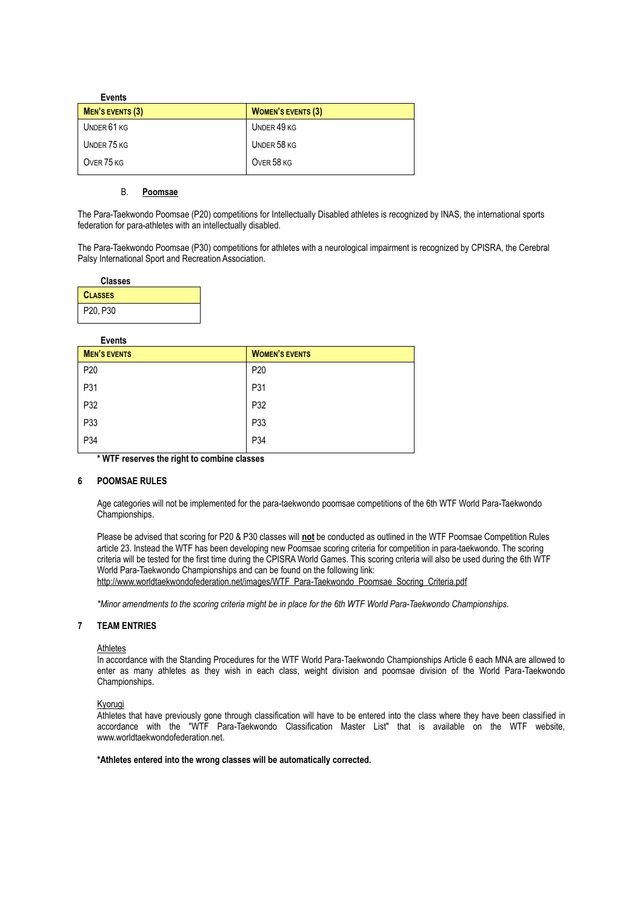**Events**

| MEN'S EVENTS (3) | WOMEN'S EVENTS (3) |
|---|---|
| UNDER 61 KG | UNDER 49 KG |
| UNDER 75 KG | UNDER 58 KG |
| OVER 75 KG | OVER 58 KG |

### B. Poomsae

The Para-Taekwondo Poomsae (P20) competitions for Intellectually Disabled athletes is recognized by INAS, the international sports federation for para-athletes with an intellectually disabled.

The Para-Taekwondo Poomsae (P30) competitions for athletes with a neurological impairment is recognized by CPISRA, the Cerebral Palsy International Sport and Recreation Association.

**Classes**

| CLASSES |
|---|
| P20, P30 |

**Events**

| MEN'S EVENTS | WOMEN'S EVENTS |
|---|---|
| P20 | P20 |
| P31 | P31 |
| P32 | P32 |
| P33 | P33 |
| P34 | P34 |

**\* WTF reserves the right to combine classes**

## 6 POOMSAE RULES

Age categories will not be implemented for the para-taekwondo poomsae competitions of the 6th WTF World Para-Taekwondo Championships.

Please be advised that scoring for P20 & P30 classes will **not** be conducted as outlined in the WTF Poomsae Competition Rules article 23. Instead the WTF has been developing new Poomsae scoring criteria for competition in para-taekwondo. The scoring criteria will be tested for the first time during the CPISRA World Games. This scoring criteria will also be used during the 6th WTF World Para-Taekwondo Championships and can be found on the following link:
http://www.worldtaekwondofederation.net/images/WTF_Para-Taekwondo_Poomsae_Socring_Criteria.pdf

*\*Minor amendments to the scoring criteria might be in place for the 6th WTF World Para-Taekwondo Championships.*

## 7 TEAM ENTRIES

Athletes

In accordance with the Standing Procedures for the WTF World Para-Taekwondo Championships Article 6 each MNA are allowed to enter as many athletes as they wish in each class, weight division and poomsae division of the World Para-Taekwondo Championships.

Kyorugi

Athletes that have previously gone through classification will have to be entered into the class where they have been classified in accordance with the "WTF Para-Taekwondo Classification Master List" that is available on the WTF website, www.worldtaekwondofederation.net.

**\*Athletes entered into the wrong classes will be automatically corrected.**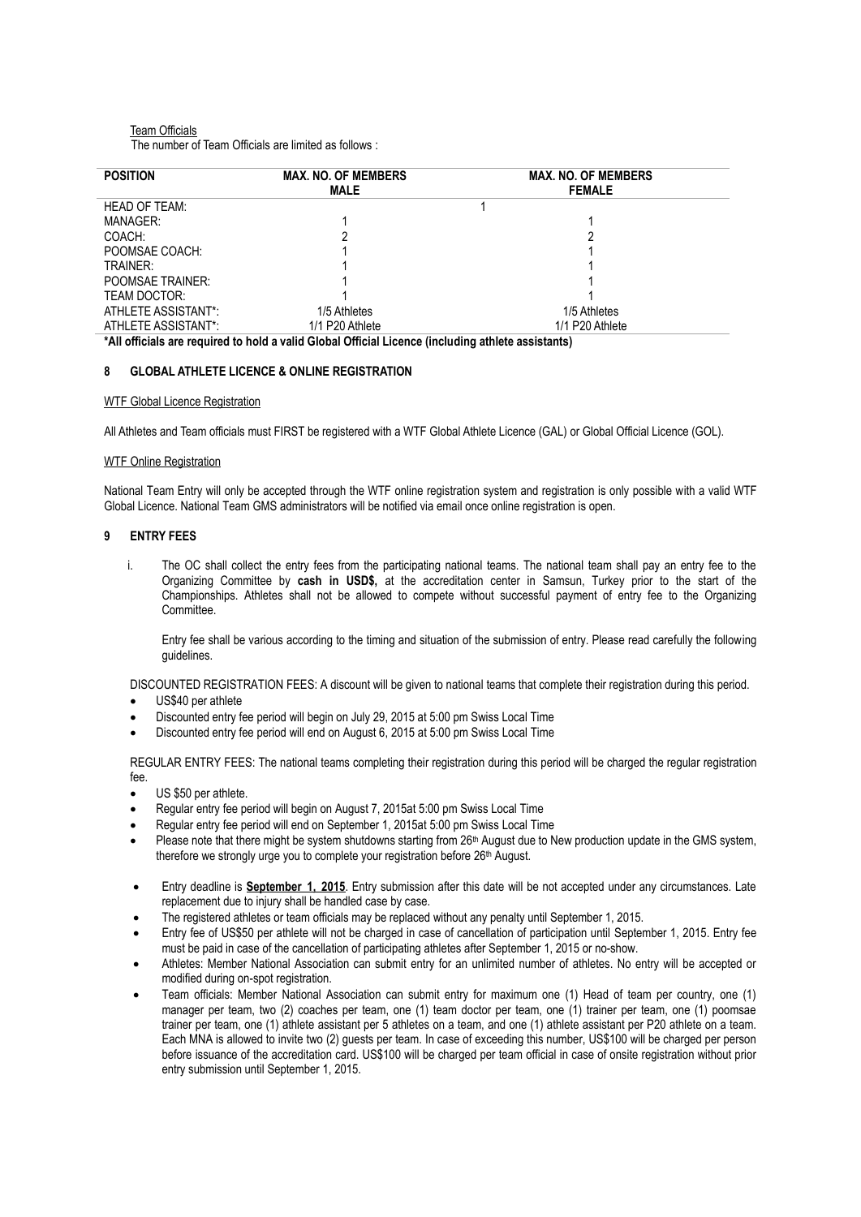Team Officials

The number of Team Officials are limited as follows :

| POSITION | MAX. NO. OF MEMBERS MALE | MAX. NO. OF MEMBERS FEMALE |
|---|---|---|
| HEAD OF TEAM: | 1 | |
| MANAGER: | 1 | 1 |
| COACH: | 2 | 2 |
| POOMSAE COACH: | 1 | 1 |
| TRAINER: | 1 | 1 |
| POOMSAE TRAINER: | 1 | 1 |
| TEAM DOCTOR: | 1 | 1 |
| ATHLETE ASSISTANT*: | 1/5 Athletes | 1/5 Athletes |
| ATHLETE ASSISTANT*: | 1/1 P20 Athlete | 1/1 P20 Athlete |

**\*All officials are required to hold a valid Global Official Licence (including athlete assistants)**

## 8 GLOBAL ATHLETE LICENCE & ONLINE REGISTRATION

WTF Global Licence Registration

All Athletes and Team officials must FIRST be registered with a WTF Global Athlete Licence (GAL) or Global Official Licence (GOL).

WTF Online Registration

National Team Entry will only be accepted through the WTF online registration system and registration is only possible with a valid WTF Global Licence. National Team GMS administrators will be notified via email once online registration is open.

## 9 ENTRY FEES

i. The OC shall collect the entry fees from the participating national teams. The national team shall pay an entry fee to the Organizing Committee by **cash in USD$,** at the accreditation center in Samsun, Turkey prior to the start of the Championships. Athletes shall not be allowed to compete without successful payment of entry fee to the Organizing Committee.

Entry fee shall be various according to the timing and situation of the submission of entry. Please read carefully the following guidelines.

DISCOUNTED REGISTRATION FEES: A discount will be given to national teams that complete their registration during this period.

- US$40 per athlete
- Discounted entry fee period will begin on July 29, 2015 at 5:00 pm Swiss Local Time
- Discounted entry fee period will end on August 6, 2015 at 5:00 pm Swiss Local Time

REGULAR ENTRY FEES: The national teams completing their registration during this period will be charged the regular registration fee.

- US $50 per athlete.
- Regular entry fee period will begin on August 7, 2015at 5:00 pm Swiss Local Time
- Regular entry fee period will end on September 1, 2015at 5:00 pm Swiss Local Time
- Please note that there might be system shutdowns starting from 26th August due to New production update in the GMS system, therefore we strongly urge you to complete your registration before 26th August.

- Entry deadline is **September 1, 2015**. Entry submission after this date will be not accepted under any circumstances. Late replacement due to injury shall be handled case by case.
- The registered athletes or team officials may be replaced without any penalty until September 1, 2015.
- Entry fee of US$50 per athlete will not be charged in case of cancellation of participation until September 1, 2015. Entry fee must be paid in case of the cancellation of participating athletes after September 1, 2015 or no-show.
- Athletes: Member National Association can submit entry for an unlimited number of athletes. No entry will be accepted or modified during on-spot registration.
- Team officials: Member National Association can submit entry for maximum one (1) Head of team per country, one (1) manager per team, two (2) coaches per team, one (1) team doctor per team, one (1) trainer per team, one (1) poomsae trainer per team, one (1) athlete assistant per 5 athletes on a team, and one (1) athlete assistant per P20 athlete on a team. Each MNA is allowed to invite two (2) guests per team. In case of exceeding this number, US$100 will be charged per person before issuance of the accreditation card. US$100 will be charged per team official in case of onsite registration without prior entry submission until September 1, 2015.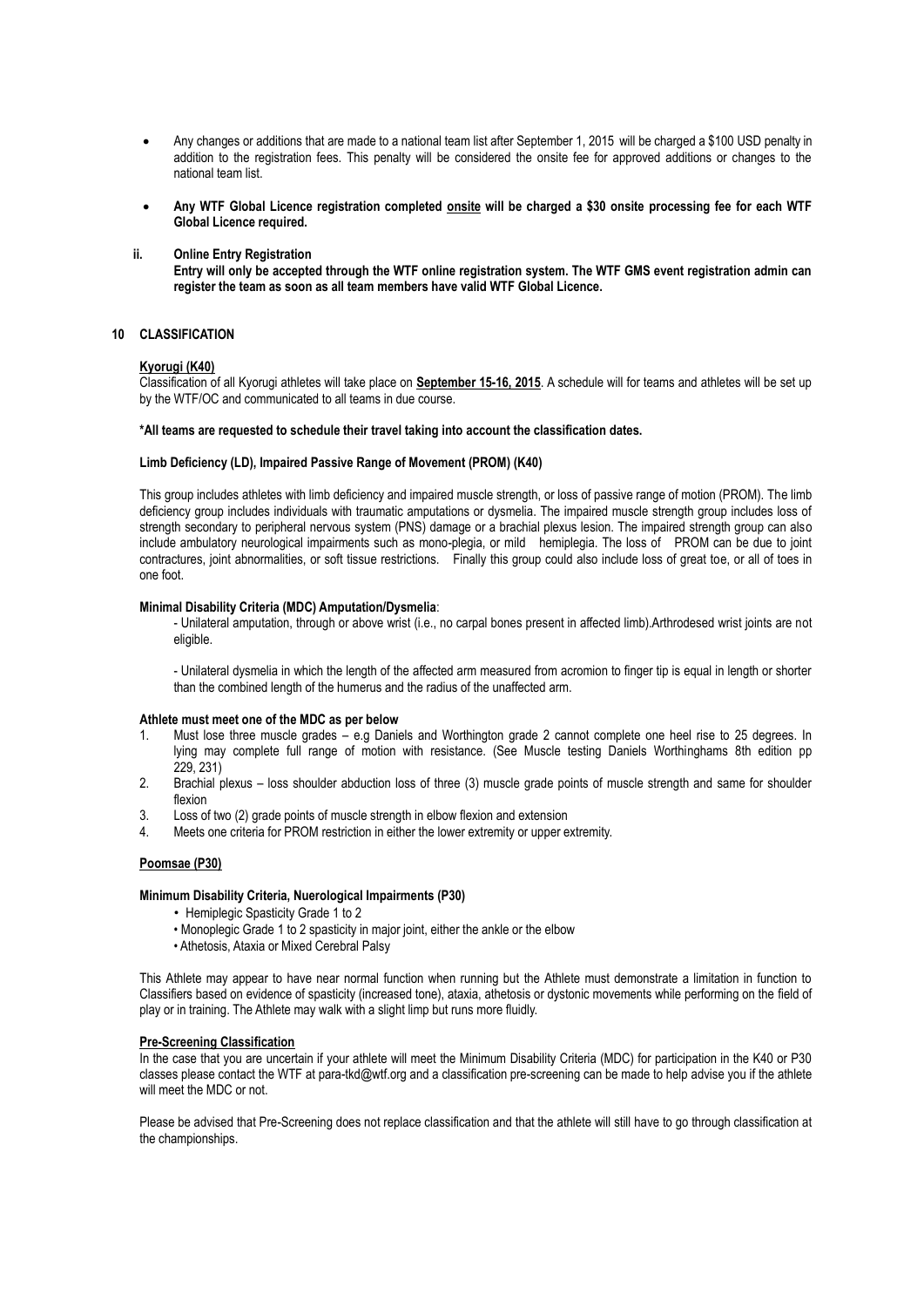- Any changes or additions that are made to a national team list after September 1, 2015 will be charged a $100 USD penalty in addition to the registration fees. This penalty will be considered the onsite fee for approved additions or changes to the national team list.

- **Any WTF Global Licence registration completed <u>onsite</u> will be charged a $30 onsite processing fee for each WTF Global Licence required.**

**ii. Online Entry Registration**

**Entry will only be accepted through the WTF online registration system. The WTF GMS event registration admin can register the team as soon as all team members have valid WTF Global Licence.**

## 10 CLASSIFICATION

### <u>Kyorugi (K40)</u>

Classification of all Kyorugi athletes will take place on **<u>September 15-16, 2015</u>**. A schedule will for teams and athletes will be set up by the WTF/OC and communicated to all teams in due course.

**\*All teams are requested to schedule their travel taking into account the classification dates.**

**Limb Deficiency (LD), Impaired Passive Range of Movement (PROM) (K40)**

This group includes athletes with limb deficiency and impaired muscle strength, or loss of passive range of motion (PROM). The limb deficiency group includes individuals with traumatic amputations or dysmelia. The impaired muscle strength group includes loss of strength secondary to peripheral nervous system (PNS) damage or a brachial plexus lesion. The impaired strength group can also include ambulatory neurological impairments such as mono-plegia, or mild hemiplegia. The loss of PROM can be due to joint contractures, joint abnormalities, or soft tissue restrictions. Finally this group could also include loss of great toe, or all of toes in one foot.

**Minimal Disability Criteria (MDC) Amputation/Dysmelia**:

- Unilateral amputation, through or above wrist (i.e., no carpal bones present in affected limb).Arthrodesed wrist joints are not eligible.

- Unilateral dysmelia in which the length of the affected arm measured from acromion to finger tip is equal in length or shorter than the combined length of the humerus and the radius of the unaffected arm.

**Athlete must meet one of the MDC as per below**

1. Must lose three muscle grades – e.g Daniels and Worthington grade 2 cannot complete one heel rise to 25 degrees. In lying may complete full range of motion with resistance. (See Muscle testing Daniels Worthinghams 8th edition pp 229, 231)
2. Brachial plexus – loss shoulder abduction loss of three (3) muscle grade points of muscle strength and same for shoulder flexion
3. Loss of two (2) grade points of muscle strength in elbow flexion and extension
4. Meets one criteria for PROM restriction in either the lower extremity or upper extremity.

### <u>Poomsae (P30)</u>

**Minimum Disability Criteria, Nuerological Impairments (P30)**

- Hemiplegic Spasticity Grade 1 to 2
- Monoplegic Grade 1 to 2 spasticity in major joint, either the ankle or the elbow
- Athetosis, Ataxia or Mixed Cerebral Palsy

This Athlete may appear to have near normal function when running but the Athlete must demonstrate a limitation in function to Classifiers based on evidence of spasticity (increased tone), ataxia, athetosis or dystonic movements while performing on the field of play or in training. The Athlete may walk with a slight limp but runs more fluidly.

### <u>Pre-Screening Classification</u>

In the case that you are uncertain if your athlete will meet the Minimum Disability Criteria (MDC) for participation in the K40 or P30 classes please contact the WTF at para-tkd@wtf.org and a classification pre-screening can be made to help advise you if the athlete will meet the MDC or not.

Please be advised that Pre-Screening does not replace classification and that the athlete will still have to go through classification at the championships.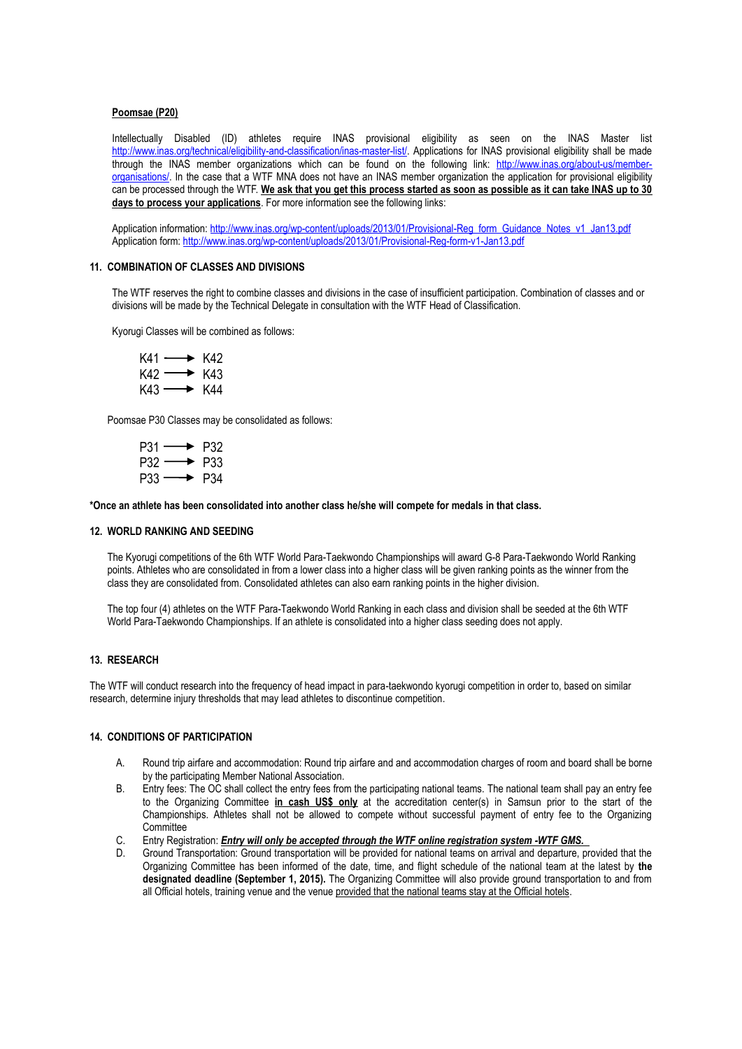**Poomsae (P20)**

Intellectually Disabled (ID) athletes require INAS provisional eligibility as seen on the INAS Master list http://www.inas.org/technical/eligibility-and-classification/inas-master-list/. Applications for INAS provisional eligibility shall be made through the INAS member organizations which can be found on the following link: http://www.inas.org/about-us/member-organisations/. In the case that a WTF MNA does not have an INAS member organization the application for provisional eligibility can be processed through the WTF. **We ask that you get this process started as soon as possible as it can take INAS up to 30 days to process your applications**. For more information see the following links:

Application information: http://www.inas.org/wp-content/uploads/2013/01/Provisional-Reg_form_Guidance_Notes_v1_Jan13.pdf
Application form: http://www.inas.org/wp-content/uploads/2013/01/Provisional-Reg-form-v1-Jan13.pdf

## 11. COMBINATION OF CLASSES AND DIVISIONS

The WTF reserves the right to combine classes and divisions in the case of insufficient participation. Combination of classes and or divisions will be made by the Technical Delegate in consultation with the WTF Head of Classification.

Kyorugi Classes will be combined as follows:

K41 ⟶ K42
K42 ⟶ K43
K43 ⟶ K44

Poomsae P30 Classes may be consolidated as follows:

P31 ⟶ P32
P32 ⟶ P33
P33 ⟶ P34

**\*Once an athlete has been consolidated into another class he/she will compete for medals in that class.**

## 12. WORLD RANKING AND SEEDING

The Kyorugi competitions of the 6th WTF World Para-Taekwondo Championships will award G-8 Para-Taekwondo World Ranking points. Athletes who are consolidated in from a lower class into a higher class will be given ranking points as the winner from the class they are consolidated from. Consolidated athletes can also earn ranking points in the higher division.

The top four (4) athletes on the WTF Para-Taekwondo World Ranking in each class and division shall be seeded at the 6th WTF World Para-Taekwondo Championships. If an athlete is consolidated into a higher class seeding does not apply.

## 13. RESEARCH

The WTF will conduct research into the frequency of head impact in para-taekwondo kyorugi competition in order to, based on similar research, determine injury thresholds that may lead athletes to discontinue competition.

## 14. CONDITIONS OF PARTICIPATION

A. Round trip airfare and accommodation: Round trip airfare and and accommodation charges of room and board shall be borne by the participating Member National Association.
B. Entry fees: The OC shall collect the entry fees from the participating national teams. The national team shall pay an entry fee to the Organizing Committee **in cash US$ only** at the accreditation center(s) in Samsun prior to the start of the Championships. Athletes shall not be allowed to compete without successful payment of entry fee to the Organizing Committee
C. Entry Registration: ***Entry will only be accepted through the WTF online registration system -WTF GMS.***
D. Ground Transportation: Ground transportation will be provided for national teams on arrival and departure, provided that the Organizing Committee has been informed of the date, time, and flight schedule of the national team at the latest by **the designated deadline (September 1, 2015).** The Organizing Committee will also provide ground transportation to and from all Official hotels, training venue and the venue provided that the national teams stay at the Official hotels.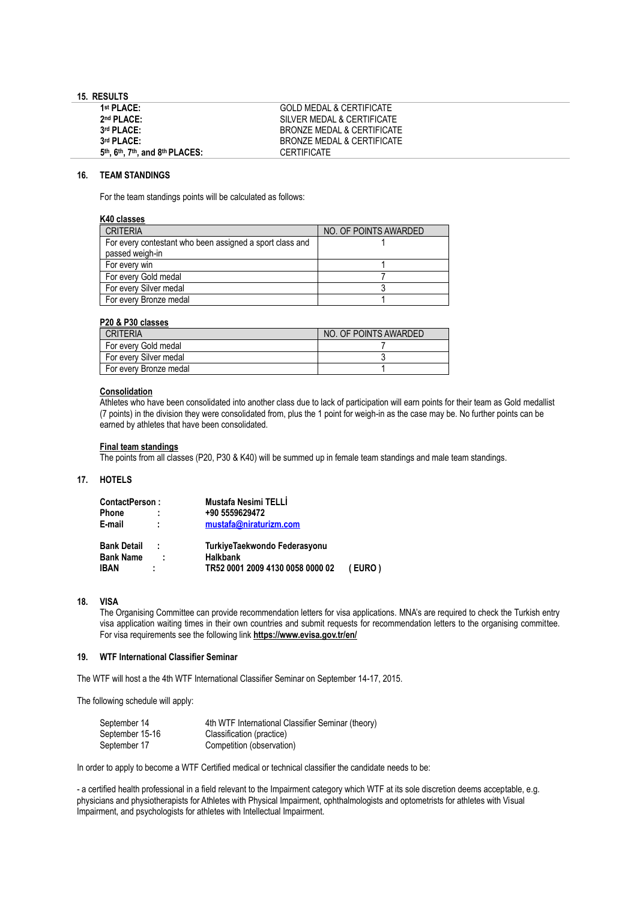## 15. RESULTS

| | |
|---|---|
| **1st PLACE:** | GOLD MEDAL & CERTIFICATE |
| **2nd PLACE:** | SILVER MEDAL & CERTIFICATE |
| **3rd PLACE:** | BRONZE MEDAL & CERTIFICATE |
| **3rd PLACE:** | BRONZE MEDAL & CERTIFICATE |
| **5th, 6th, 7th, and 8th PLACES:** | CERTIFICATE |

## 16. TEAM STANDINGS

For the team standings points will be calculated as follows:

**K40 classes**

| CRITERIA | NO. OF POINTS AWARDED |
|---|---|
| For every contestant who been assigned a sport class and passed weigh-in | 1 |
| For every win | 1 |
| For every Gold medal | 7 |
| For every Silver medal | 3 |
| For every Bronze medal | 1 |

**P20 & P30 classes**

| CRITERIA | NO. OF POINTS AWARDED |
|---|---|
| For every Gold medal | 7 |
| For every Silver medal | 3 |
| For every Bronze medal | 1 |

**Consolidation**

Athletes who have been consolidated into another class due to lack of participation will earn points for their team as Gold medallist (7 points) in the division they were consolidated from, plus the 1 point for weigh-in as the case may be. No further points can be earned by athletes that have been consolidated.

**Final team standings**

The points from all classes (P20, P30 & K40) will be summed up in female team standings and male team standings.

## 17. HOTELS

**ContactPerson :** **Mustafa Nesimi TELLİ**
**Phone :** **+90 5559629472**
**E-mail :** **mustafa@niraturizm.com**

**Bank Detail :** **TurkiyeTaekwondo Federasyonu**
**Bank Name :** **Halkbank**
**IBAN :** **TR52 0001 2009 4130 0058 0000 02** **( EURO )**

## 18. VISA

The Organising Committee can provide recommendation letters for visa applications. MNA's are required to check the Turkish entry visa application waiting times in their own countries and submit requests for recommendation letters to the organising committee. For visa requirements see the following link **https://www.evisa.gov.tr/en/**

## 19. WTF International Classifier Seminar

The WTF will host a the 4th WTF International Classifier Seminar on September 14-17, 2015.

The following schedule will apply:

| | |
|---|---|
| September 14 | 4th WTF International Classifier Seminar (theory) |
| September 15-16 | Classification (practice) |
| September 17 | Competition (observation) |

In order to apply to become a WTF Certified medical or technical classifier the candidate needs to be:

- a certified health professional in a field relevant to the Impairment category which WTF at its sole discretion deems acceptable, e.g. physicians and physiotherapists for Athletes with Physical Impairment, ophthalmologists and optometrists for athletes with Visual Impairment, and psychologists for athletes with Intellectual Impairment.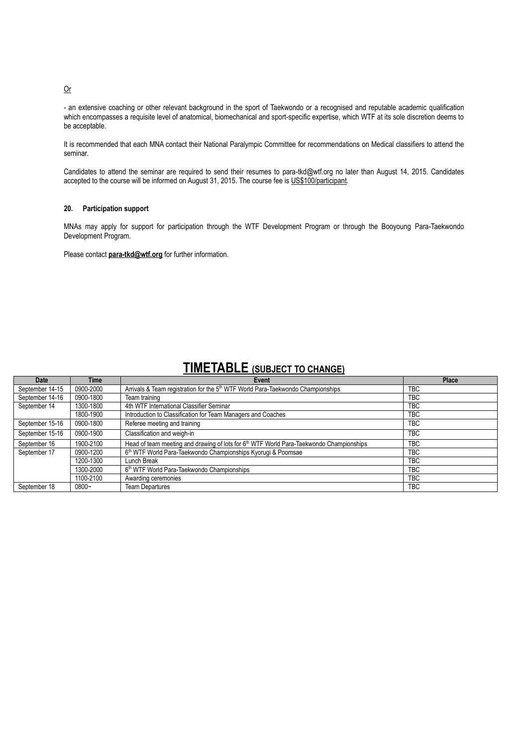Or

- an extensive coaching or other relevant background in the sport of Taekwondo or a recognised and reputable academic qualification which encompasses a requisite level of anatomical, biomechanical and sport-specific expertise, which WTF at its sole discretion deems to be acceptable.

It is recommended that each MNA contact their National Paralympic Committee for recommendations on Medical classifiers to attend the seminar.

Candidates to attend the seminar are required to send their resumes to para-tkd@wtf.org no later than August 14, 2015. Candidates accepted to the course will be informed on August 31, 2015. The course fee is US$100/participant.

#### 20. Participation support

MNAs may apply for support for participation through the WTF Development Program or through the Booyoung Para-Taekwondo Development Program.

Please contact **para-tkd@wtf.org** for further information.

## TIMETABLE (SUBJECT TO CHANGE)

| Date | Time | Event | Place |
|---|---|---|---|
| September 14-15 | 0900-2000 | Arrivals & Team registration for the 5th WTF World Para-Taekwondo Championships | TBC |
| September 14-16 | 0900-1800 | Team training | TBC |
| September 14 | 1300-1800 | 4th WTF International Classifier Seminar | TBC |
| | 1800-1900 | Introduction to Classification for Team Managers and Coaches | TBC |
| September 15-16 | 0900-1800 | Referee meeting and training | TBC |
| September 15-16 | 0900-1900 | Classification and weigh-in | TBC |
| September 16 | 1900-2100 | Head of team meeting and drawing of lots for 6th WTF World Para-Taekwondo Championships | TBC |
| September 17 | 0900-1200 | 6th WTF World Para-Taekwondo Championships Kyorugi & Poomsae | TBC |
| | 1200-1300 | Lunch Break | TBC |
| | 1300-2000 | 6th WTF World Para-Taekwondo Championships | TBC |
| | 1100-2100 | Awarding ceremonies | TBC |
| September 18 | 0800~ | Team Departures | TBC |